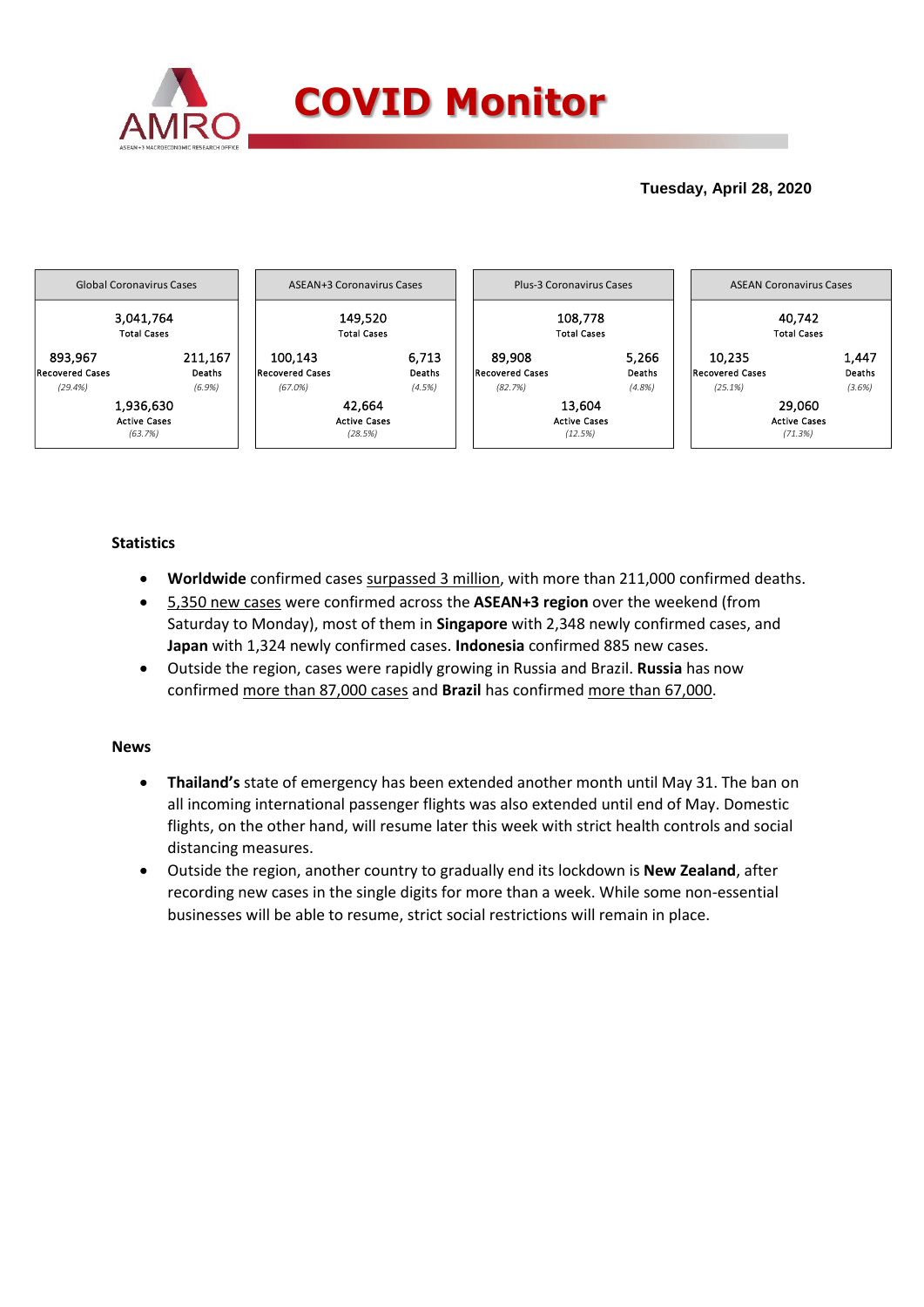# COVID Monitor

**Tuesday, April 28, 2020**

| Global Coronavirus Cases | | ASEAN+3 Coronavirus Cases | | Plus-3 Coronavirus Cases | | ASEAN Coronavirus Cases | |
|---|---|---|---|---|---|---|---|
| 3,041,764 Total Cases | | 149,520 Total Cases | | 108,778 Total Cases | | 40,742 Total Cases | |
| 893,967 Recovered Cases *(29.4%)* | 211,167 Deaths *(6.9%)* | 100,143 Recovered Cases *(67.0%)* | 6,713 Deaths *(4.5%)* | 89,908 Recovered Cases *(82.7%)* | 5,266 Deaths *(4.8%)* | 10,235 Recovered Cases *(25.1%)* | 1,447 Deaths *(3.6%)* |
| 1,936,630 Active Cases *(63.7%)* | | 42,664 Active Cases *(28.5%)* | | 13,604 Active Cases *(12.5%)* | | 29,060 Active Cases *(71.3%)* | |

### Statistics

- **Worldwide** confirmed cases surpassed 3 million, with more than 211,000 confirmed deaths.
- 5,350 new cases were confirmed across the **ASEAN+3 region** over the weekend (from Saturday to Monday), most of them in **Singapore** with 2,348 newly confirmed cases, and **Japan** with 1,324 newly confirmed cases. **Indonesia** confirmed 885 new cases.
- Outside the region, cases were rapidly growing in Russia and Brazil. **Russia** has now confirmed more than 87,000 cases and **Brazil** has confirmed more than 67,000.

### News

- **Thailand's** state of emergency has been extended another month until May 31. The ban on all incoming international passenger flights was also extended until end of May. Domestic flights, on the other hand, will resume later this week with strict health controls and social distancing measures.
- Outside the region, another country to gradually end its lockdown is **New Zealand**, after recording new cases in the single digits for more than a week. While some non-essential businesses will be able to resume, strict social restrictions will remain in place.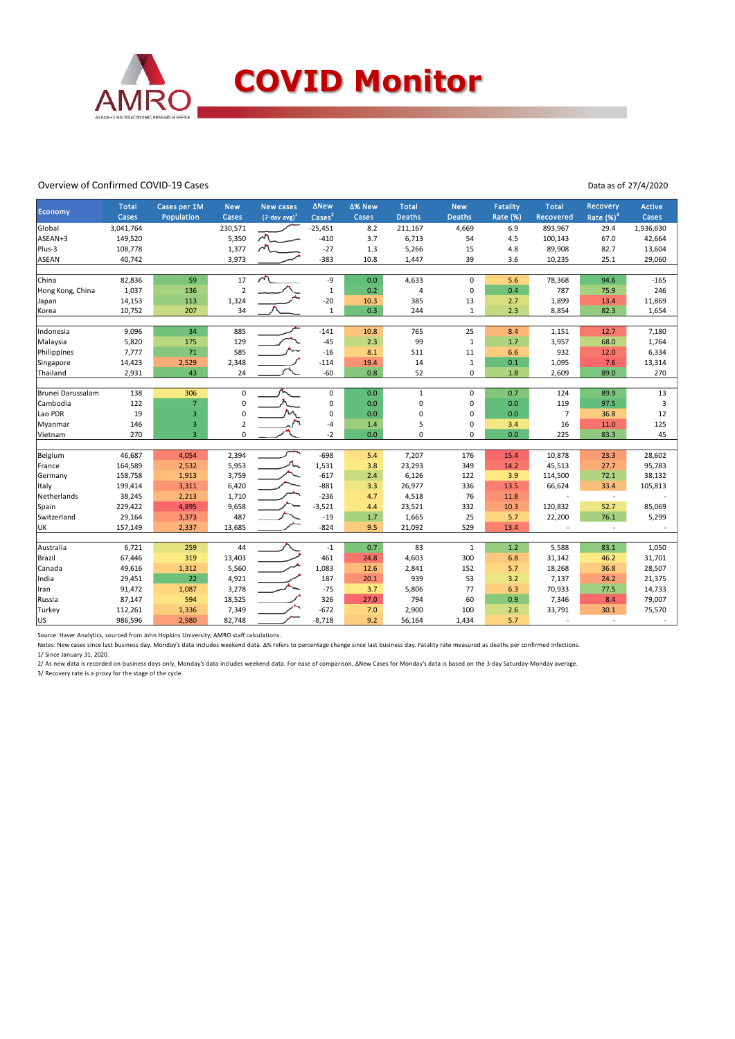# COVID Monitor

Overview of Confirmed COVID-19 Cases

Data as of 27/4/2020

| Economy | Total Cases | Cases per 1M Population | New Cases | New cases (7-day avg)[1] | ΔNew Cases[2] | Δ% New Cases | Total Deaths | New Deaths | Fatality Rate (%) | Total Recovered | Recovery Rate (%)[3] | Active Cases |
|---|---|---|---|---|---|---|---|---|---|---|---|---|
| Global | 3,041,764 | | 230,571 | | -25,451 | 8.2 | 211,167 | 4,669 | 6.9 | 893,967 | 29.4 | 1,936,630 |
| ASEAN+3 | 149,520 | | 5,350 | | -410 | 3.7 | 6,713 | 54 | 4.5 | 100,143 | 67.0 | 42,664 |
| Plus-3 | 108,778 | | 1,377 | | -27 | 1.3 | 5,266 | 15 | 4.8 | 89,908 | 82.7 | 13,604 |
| ASEAN | 40,742 | | 3,973 | | -383 | 10.8 | 1,447 | 39 | 3.6 | 10,235 | 25.1 | 29,060 |
| | | | | | | | | | | | | |
| China | 82,836 | 59 | 17 | | -9 | 0.0 | 4,633 | 0 | 5.6 | 78,368 | 94.6 | -165 |
| Hong Kong, China | 1,037 | 136 | 2 | | 1 | 0.2 | 4 | 0 | 0.4 | 787 | 75.9 | 246 |
| Japan | 14,153 | 113 | 1,324 | | -20 | 10.3 | 385 | 13 | 2.7 | 1,899 | 13.4 | 11,869 |
| Korea | 10,752 | 207 | 34 | | 1 | 0.3 | 244 | 1 | 2.3 | 8,854 | 82.3 | 1,654 |
| | | | | | | | | | | | | |
| Indonesia | 9,096 | 34 | 885 | | -141 | 10.8 | 765 | 25 | 8.4 | 1,151 | 12.7 | 7,180 |
| Malaysia | 5,820 | 175 | 129 | | -45 | 2.3 | 99 | 1 | 1.7 | 3,957 | 68.0 | 1,764 |
| Philippines | 7,777 | 71 | 585 | | -16 | 8.1 | 511 | 11 | 6.6 | 932 | 12.0 | 6,334 |
| Singapore | 14,423 | 2,529 | 2,348 | | -114 | 19.4 | 14 | 1 | 0.1 | 1,095 | 7.6 | 13,314 |
| Thailand | 2,931 | 43 | 24 | | -60 | 0.8 | 52 | 0 | 1.8 | 2,609 | 89.0 | 270 |
| | | | | | | | | | | | | |
| Brunei Darussalam | 138 | 306 | 0 | | 0 | 0.0 | 1 | 0 | 0.7 | 124 | 89.9 | 13 |
| Cambodia | 122 | 7 | 0 | | 0 | 0.0 | 0 | 0 | 0.0 | 119 | 97.5 | 3 |
| Lao PDR | 19 | 3 | 0 | | 0 | 0.0 | 0 | 0 | 0.0 | 7 | 36.8 | 12 |
| Myanmar | 146 | 3 | 2 | | -4 | 1.4 | 5 | 0 | 3.4 | 16 | 11.0 | 125 |
| Vietnam | 270 | 3 | 0 | | -2 | 0.0 | 0 | 0 | 0.0 | 225 | 83.3 | 45 |
| | | | | | | | | | | | | |
| Belgium | 46,687 | 4,054 | 2,394 | | -698 | 5.4 | 7,207 | 176 | 15.4 | 10,878 | 23.3 | 28,602 |
| France | 164,589 | 2,532 | 5,953 | | 1,531 | 3.8 | 23,293 | 349 | 14.2 | 45,513 | 27.7 | 95,783 |
| Germany | 158,758 | 1,913 | 3,759 | | -617 | 2.4 | 6,126 | 122 | 3.9 | 114,500 | 72.1 | 38,132 |
| Italy | 199,414 | 3,311 | 6,420 | | -881 | 3.3 | 26,977 | 336 | 13.5 | 66,624 | 33.4 | 105,813 |
| Netherlands | 38,245 | 2,213 | 1,710 | | -236 | 4.7 | 4,518 | 76 | 11.8 | - | - | - |
| Spain | 229,422 | 4,895 | 9,658 | | -3,521 | 4.4 | 23,521 | 332 | 10.3 | 120,832 | 52.7 | 85,069 |
| Switzerland | 29,164 | 3,373 | 487 | | -19 | 1.7 | 1,665 | 25 | 5.7 | 22,200 | 76.1 | 5,299 |
| UK | 157,149 | 2,337 | 13,685 | | -824 | 9.5 | 21,092 | 529 | 13.4 | - | - | - |
| | | | | | | | | | | | | |
| Australia | 6,721 | 259 | 44 | | -1 | 0.7 | 83 | 1 | 1.2 | 5,588 | 83.1 | 1,050 |
| Brazil | 67,446 | 319 | 13,403 | | 461 | 24.8 | 4,603 | 300 | 6.8 | 31,142 | 46.2 | 31,701 |
| Canada | 49,616 | 1,312 | 5,560 | | 1,083 | 12.6 | 2,841 | 152 | 5.7 | 18,268 | 36.8 | 28,507 |
| India | 29,451 | 22 | 4,921 | | 187 | 20.1 | 939 | 53 | 3.2 | 7,137 | 24.2 | 21,375 |
| Iran | 91,472 | 1,087 | 3,278 | | -75 | 3.7 | 5,806 | 77 | 6.3 | 70,933 | 77.5 | 14,733 |
| Russia | 87,147 | 594 | 18,525 | | 326 | 27.0 | 794 | 60 | 0.9 | 7,346 | 8.4 | 79,007 |
| Turkey | 112,261 | 1,336 | 7,349 | | -672 | 7.0 | 2,900 | 100 | 2.6 | 33,791 | 30.1 | 75,570 |
| US | 986,596 | 2,980 | 82,748 | | -8,718 | 9.2 | 56,164 | 1,434 | 5.7 | - | - | - |

Source: Haver Analytics, sourced from John Hopkins University; AMRO staff calculations.

Notes: New cases since last business day. Monday's data includes weekend data. Δ% refers to percentage change since last business day. Fatality rate measured as deaths per confirmed infections.

1/ Since January 31, 2020.

2/ As new data is recorded on business days only, Monday's data includes weekend data. For ease of comparison, ΔNew Cases for Monday's data is based on the 3-day Saturday-Monday average.

3/ Recovery rate is a proxy for the stage of the cycle.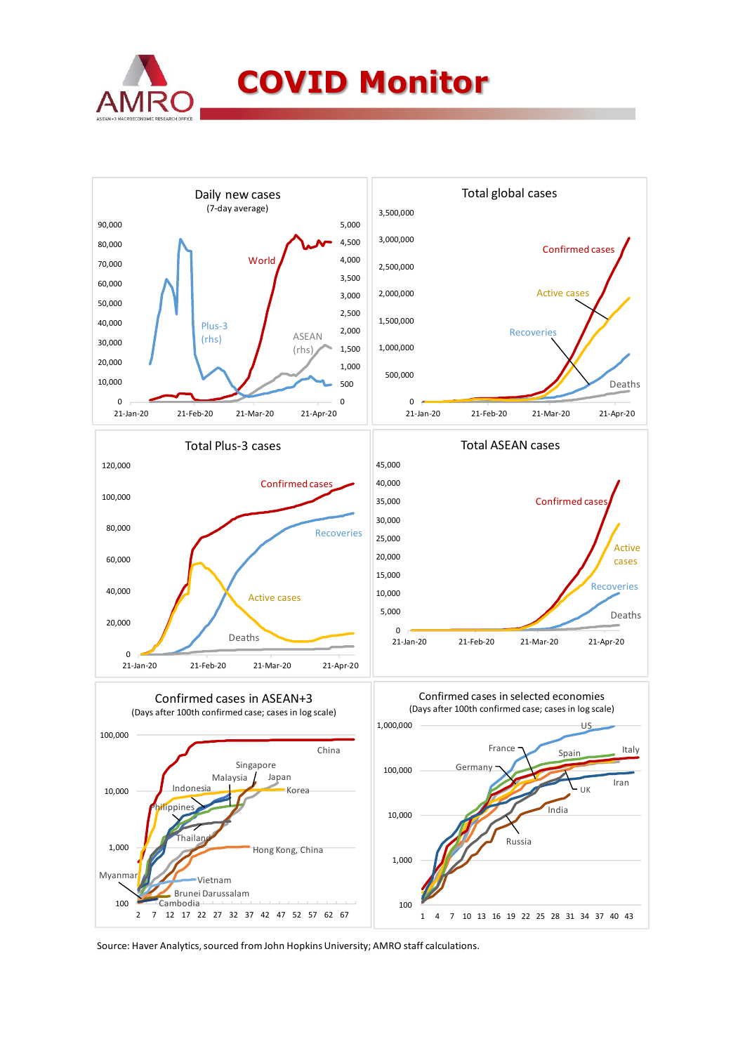# COVID Monitor

AMRO
ASEAN+3 MACROECONOMIC RESEARCH OFFICE

**Daily new cases**
(7-day average)

90,000
80,000
70,000
60,000
50,000
40,000
30,000
20,000
10,000
0

5,000
4,500
4,000
3,500
3,000
2,500
2,000
1,500
1,000
500
0

World
Plus-3 (rhs)
ASEAN (rhs)

21-Jan-20 21-Feb-20 21-Mar-20 21-Apr-20

**Total global cases**

3,500,000
3,000,000
2,500,000
2,000,000
1,500,000
1,000,000
500,000
0

Confirmed cases
Active cases
Recoveries
Deaths

21-Jan-20 21-Feb-20 21-Mar-20 21-Apr-20

**Total Plus-3 cases**

120,000
100,000
80,000
60,000
40,000
20,000
0

Confirmed cases
Recoveries
Active cases
Deaths

21-Jan-20 21-Feb-20 21-Mar-20 21-Apr-20

**Total ASEAN cases**

45,000
40,000
35,000
30,000
25,000
20,000
15,000
10,000
5,000
0

Confirmed cases
Active cases
Recoveries
Deaths

21-Jan-20 21-Feb-20 21-Mar-20 21-Apr-20

**Confirmed cases in ASEAN+3**
(Days after 100th confirmed case; cases in log scale)

100,000
10,000
1,000
100

China
Singapore
Malaysia
Japan
Indonesia
Korea
Philippines
Thailand
Hong Kong, China
Myanmar
Vietnam
Brunei Darussalam
Cambodia

2 7 12 17 22 27 32 37 42 47 52 57 62 67

**Confirmed cases in selected economies**
(Days after 100th confirmed case; cases in log scale)

1,000,000
100,000
10,000
1,000
100

US
France
Italy
Spain
Germany
UK
Iran
India
Russia

1 4 7 10 13 16 19 22 25 28 31 34 37 40 43

Source: Haver Analytics, sourced from John Hopkins University; AMRO staff calculations.